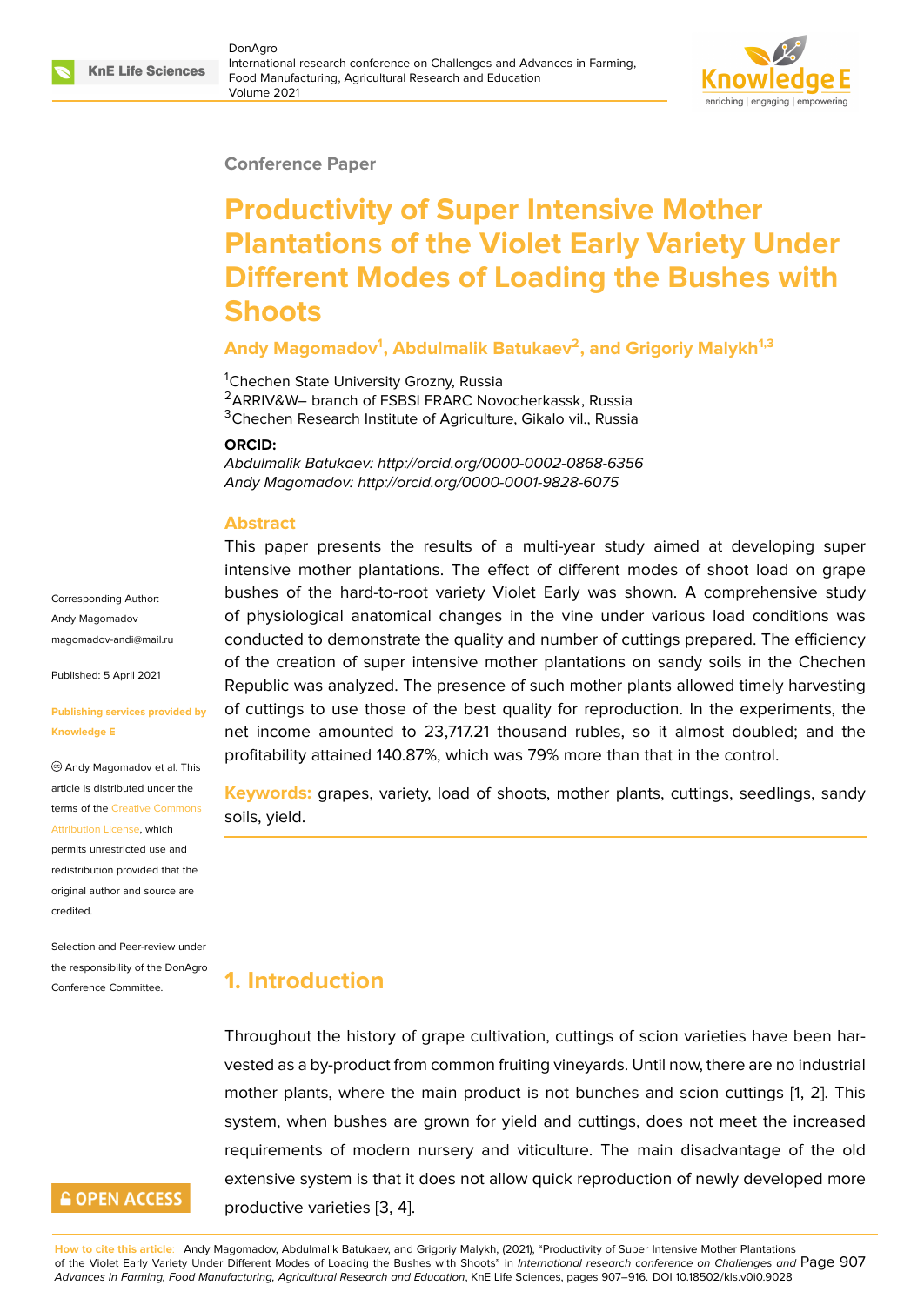Conference Paper

# Productivity of Super Intensive Mother Plantations of the Violet Early Variety Under Different Modes of Loading the Bushes with Shoots

**Andy Magomadov[1], Abdulmalik Batukaev[2], and Grigoriy Malykh[1,3]**

[1]Chechen State University Grozny, Russia
[2]ARRIV&W– branch of FSBSI FRARC Novocherkassk, Russia
[3]Chechen Research Institute of Agriculture, Gikalo vil., Russia

**ORCID:**
*Abdulmalik Batukaev: http://orcid.org/0000-0002-0868-6356*
*Andy Magomadov: http://orcid.org/0000-0001-9828-6075*

Corresponding Author: Andy Magomadov magomadov-andi@mail.ru

Published: 5 April 2021

Publishing services provided by Knowledge E

© Andy Magomadov et al. This article is distributed under the terms of the Creative Commons Attribution License, which permits unrestricted use and redistribution provided that the original author and source are credited.

Selection and Peer-review under the responsibility of the DonAgro Conference Committee.

## Abstract

This paper presents the results of a multi-year study aimed at developing super intensive mother plantations. The effect of different modes of shoot load on grape bushes of the hard-to-root variety Violet Early was shown. A comprehensive study of physiological anatomical changes in the vine under various load conditions was conducted to demonstrate the quality and number of cuttings prepared. The efficiency of the creation of super intensive mother plantations on sandy soils in the Chechen Republic was analyzed. The presence of such mother plants allowed timely harvesting of cuttings to use those of the best quality for reproduction. In the experiments, the net income amounted to 23,717.21 thousand rubles, so it almost doubled; and the profitability attained 140.87%, which was 79% more than that in the control.

**Keywords:** grapes, variety, load of shoots, mother plants, cuttings, seedlings, sandy soils, yield.

## 1. Introduction

Throughout the history of grape cultivation, cuttings of scion varieties have been harvested as a by-product from common fruiting vineyards. Until now, there are no industrial mother plants, where the main product is not bunches and scion cuttings [1, 2]. This system, when bushes are grown for yield and cuttings, does not meet the increased requirements of modern nursery and viticulture. The main disadvantage of the old extensive system is that it does not allow quick reproduction of newly developed more productive varieties [3, 4].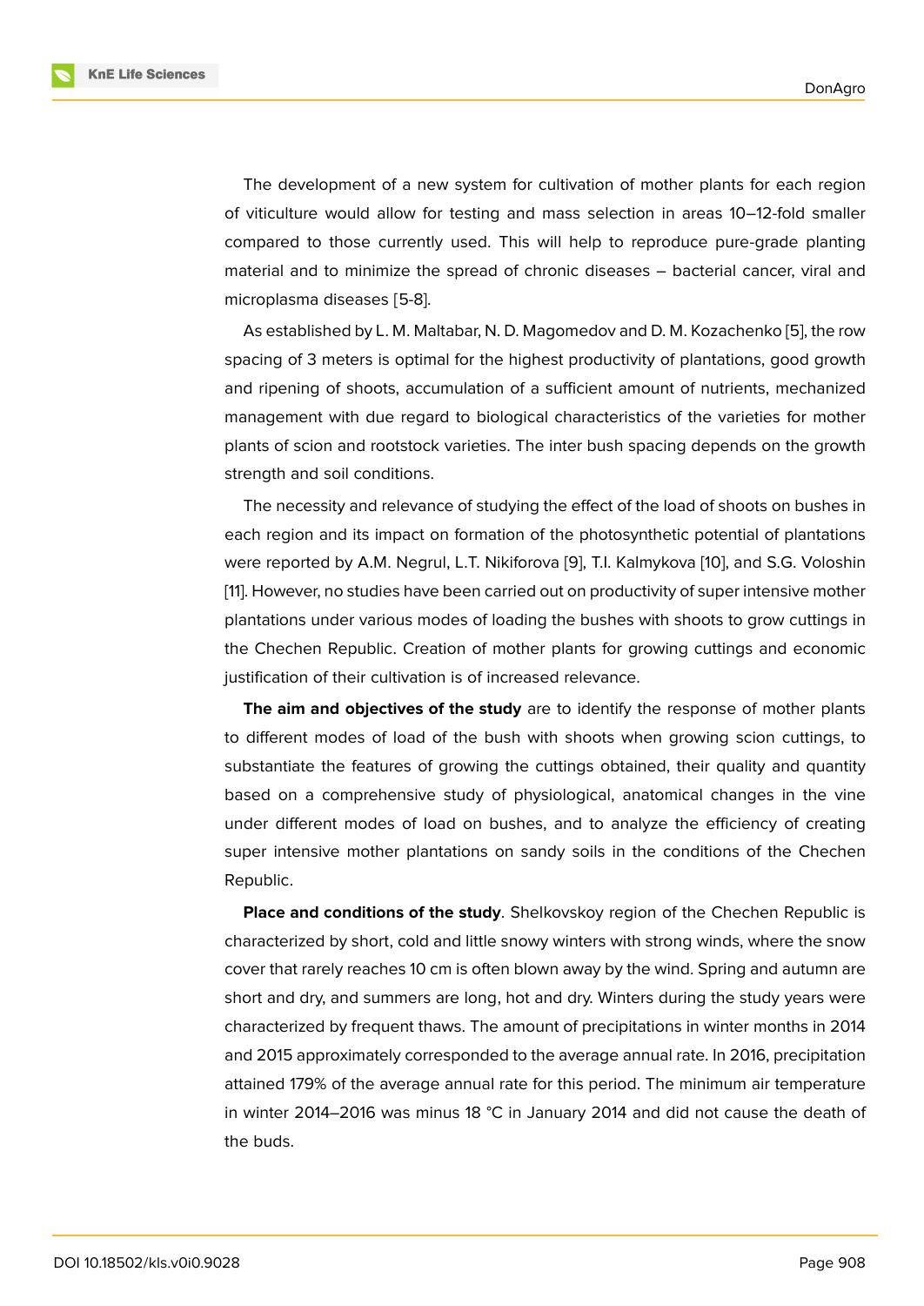The development of a new system for cultivation of mother plants for each region of viticulture would allow for testing and mass selection in areas 10–12-fold smaller compared to those currently used. This will help to reproduce pure-grade planting material and to minimize the spread of chronic diseases – bacterial cancer, viral and microplasma diseases [5-8].

As established by L. M. Maltabar, N. D. Magomedov and D. M. Kozachenko [5], the row spacing of 3 meters is optimal for the highest productivity of plantations, good growth and ripening of shoots, accumulation of a sufficient amount of nutrients, mechanized management with due regard to biological characteristics of the varieties for mother plants of scion and rootstock varieties. The inter bush spacing depends on the growth strength and soil conditions.

The necessity and relevance of studying the effect of the load of shoots on bushes in each region and its impact on formation of the photosynthetic potential of plantations were reported by A.M. Negrul, L.T. Nikiforova [9], T.I. Kalmykova [10], and S.G. Voloshin [11]. However, no studies have been carried out on productivity of super intensive mother plantations under various modes of loading the bushes with shoots to grow cuttings in the Chechen Republic. Creation of mother plants for growing cuttings and economic justification of their cultivation is of increased relevance.

**The aim and objectives of the study** are to identify the response of mother plants to different modes of load of the bush with shoots when growing scion cuttings, to substantiate the features of growing the cuttings obtained, their quality and quantity based on a comprehensive study of physiological, anatomical changes in the vine under different modes of load on bushes, and to analyze the efficiency of creating super intensive mother plantations on sandy soils in the conditions of the Chechen Republic.

**Place and conditions of the study**. Shelkovskoy region of the Chechen Republic is characterized by short, cold and little snowy winters with strong winds, where the snow cover that rarely reaches 10 cm is often blown away by the wind. Spring and autumn are short and dry, and summers are long, hot and dry. Winters during the study years were characterized by frequent thaws. The amount of precipitations in winter months in 2014 and 2015 approximately corresponded to the average annual rate. In 2016, precipitation attained 179% of the average annual rate for this period. The minimum air temperature in winter 2014–2016 was minus 18 °C in January 2014 and did not cause the death of the buds.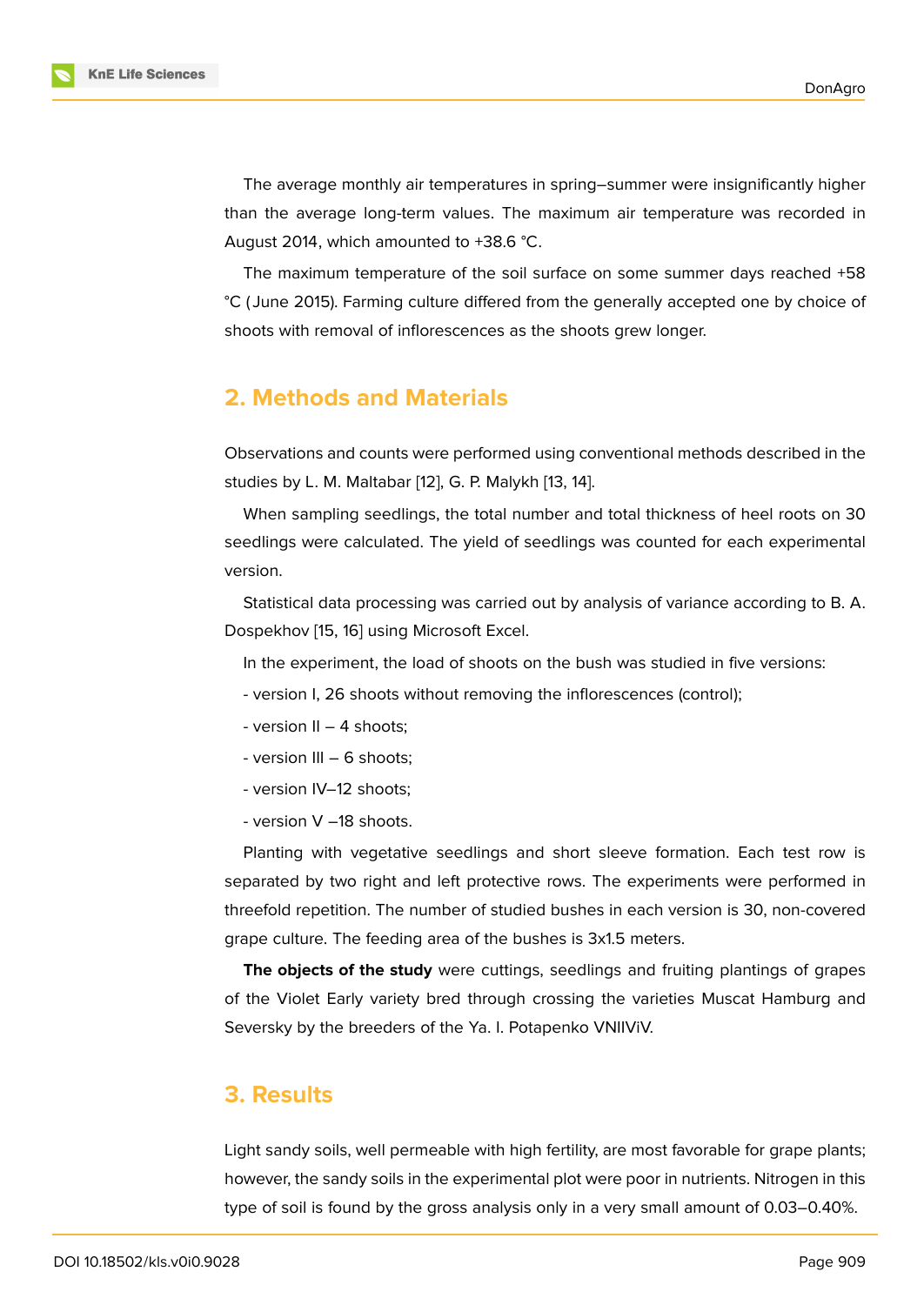The average monthly air temperatures in spring–summer were insignificantly higher than the average long-term values. The maximum air temperature was recorded in August 2014, which amounted to +38.6 °C.

The maximum temperature of the soil surface on some summer days reached +58 °C (June 2015). Farming culture differed from the generally accepted one by choice of shoots with removal of inflorescences as the shoots grew longer.

## 2. Methods and Materials

Observations and counts were performed using conventional methods described in the studies by L. M. Maltabar [12], G. P. Malykh [13, 14].

When sampling seedlings, the total number and total thickness of heel roots on 30 seedlings were calculated. The yield of seedlings was counted for each experimental version.

Statistical data processing was carried out by analysis of variance according to B. A. Dospekhov [15, 16] using Microsoft Excel.

In the experiment, the load of shoots on the bush was studied in five versions:

- version I, 26 shoots without removing the inflorescences (control);
- version II – 4 shoots;
- version III – 6 shoots;
- version IV–12 shoots;
- version V –18 shoots.

Planting with vegetative seedlings and short sleeve formation. Each test row is separated by two right and left protective rows. The experiments were performed in threefold repetition. The number of studied bushes in each version is 30, non-covered grape culture. The feeding area of the bushes is 3x1.5 meters.

**The objects of the study** were cuttings, seedlings and fruiting plantings of grapes of the Violet Early variety bred through crossing the varieties Muscat Hamburg and Seversky by the breeders of the Ya. I. Potapenko VNIIViV.

## 3. Results

Light sandy soils, well permeable with high fertility, are most favorable for grape plants; however, the sandy soils in the experimental plot were poor in nutrients. Nitrogen in this type of soil is found by the gross analysis only in a very small amount of 0.03–0.40%.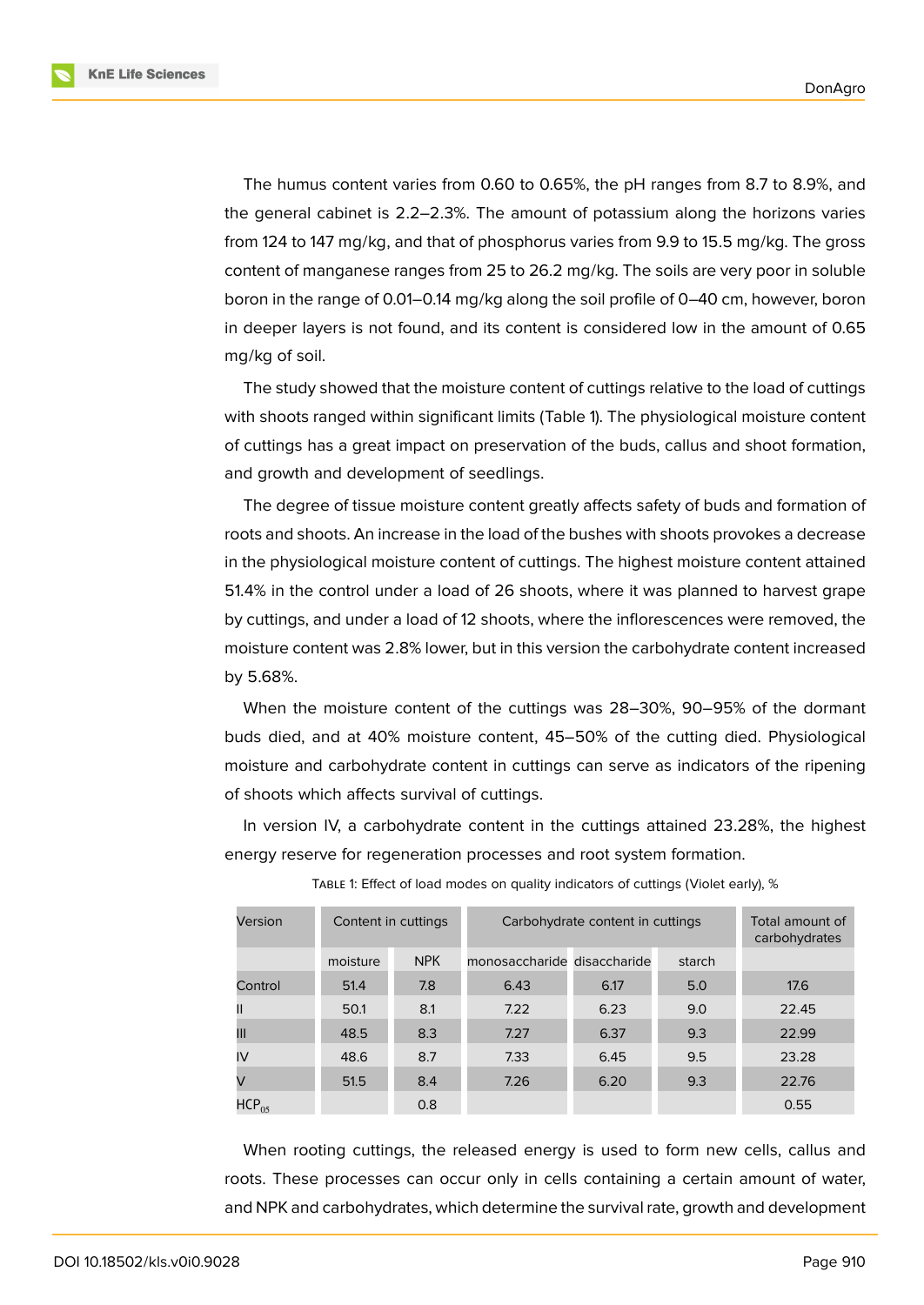The humus content varies from 0.60 to 0.65%, the pH ranges from 8.7 to 8.9%, and the general cabinet is 2.2–2.3%. The amount of potassium along the horizons varies from 124 to 147 mg/kg, and that of phosphorus varies from 9.9 to 15.5 mg/kg. The gross content of manganese ranges from 25 to 26.2 mg/kg. The soils are very poor in soluble boron in the range of 0.01–0.14 mg/kg along the soil profile of 0–40 cm, however, boron in deeper layers is not found, and its content is considered low in the amount of 0.65 mg/kg of soil.

The study showed that the moisture content of cuttings relative to the load of cuttings with shoots ranged within significant limits (Table 1). The physiological moisture content of cuttings has a great impact on preservation of the buds, callus and shoot formation, and growth and development of seedlings.

The degree of tissue moisture content greatly affects safety of buds and formation of roots and shoots. An increase in the load of the bushes with shoots provokes a decrease in the physiological moisture content of cuttings. The highest moisture content attained 51.4% in the control under a load of 26 shoots, where it was planned to harvest grape by cuttings, and under a load of 12 shoots, where the inflorescences were removed, the moisture content was 2.8% lower, but in this version the carbohydrate content increased by 5.68%.

When the moisture content of the cuttings was 28–30%, 90–95% of the dormant buds died, and at 40% moisture content, 45–50% of the cutting died. Physiological moisture and carbohydrate content in cuttings can serve as indicators of the ripening of shoots which affects survival of cuttings.

In version IV, a carbohydrate content in the cuttings attained 23.28%, the highest energy reserve for regeneration processes and root system formation.

Table 1: Effect of load modes on quality indicators of cuttings (Violet early), %

| Version | Content in cuttings | | Carbohydrate content in cuttings | | | Total amount of carbohydrates |
|---|---|---|---|---|---|---|
| | moisture | NPK | monosaccharide | disaccharide | starch | |
| Control | 51.4 | 7.8 | 6.43 | 6.17 | 5.0 | 17.6 |
| II | 50.1 | 8.1 | 7.22 | 6.23 | 9.0 | 22.45 |
| III | 48.5 | 8.3 | 7.27 | 6.37 | 9.3 | 22.99 |
| IV | 48.6 | 8.7 | 7.33 | 6.45 | 9.5 | 23.28 |
| V | 51.5 | 8.4 | 7.26 | 6.20 | 9.3 | 22.76 |
| $HCP_{05}$ | | 0.8 | | | | 0.55 |

When rooting cuttings, the released energy is used to form new cells, callus and roots. These processes can occur only in cells containing a certain amount of water, and NPK and carbohydrates, which determine the survival rate, growth and development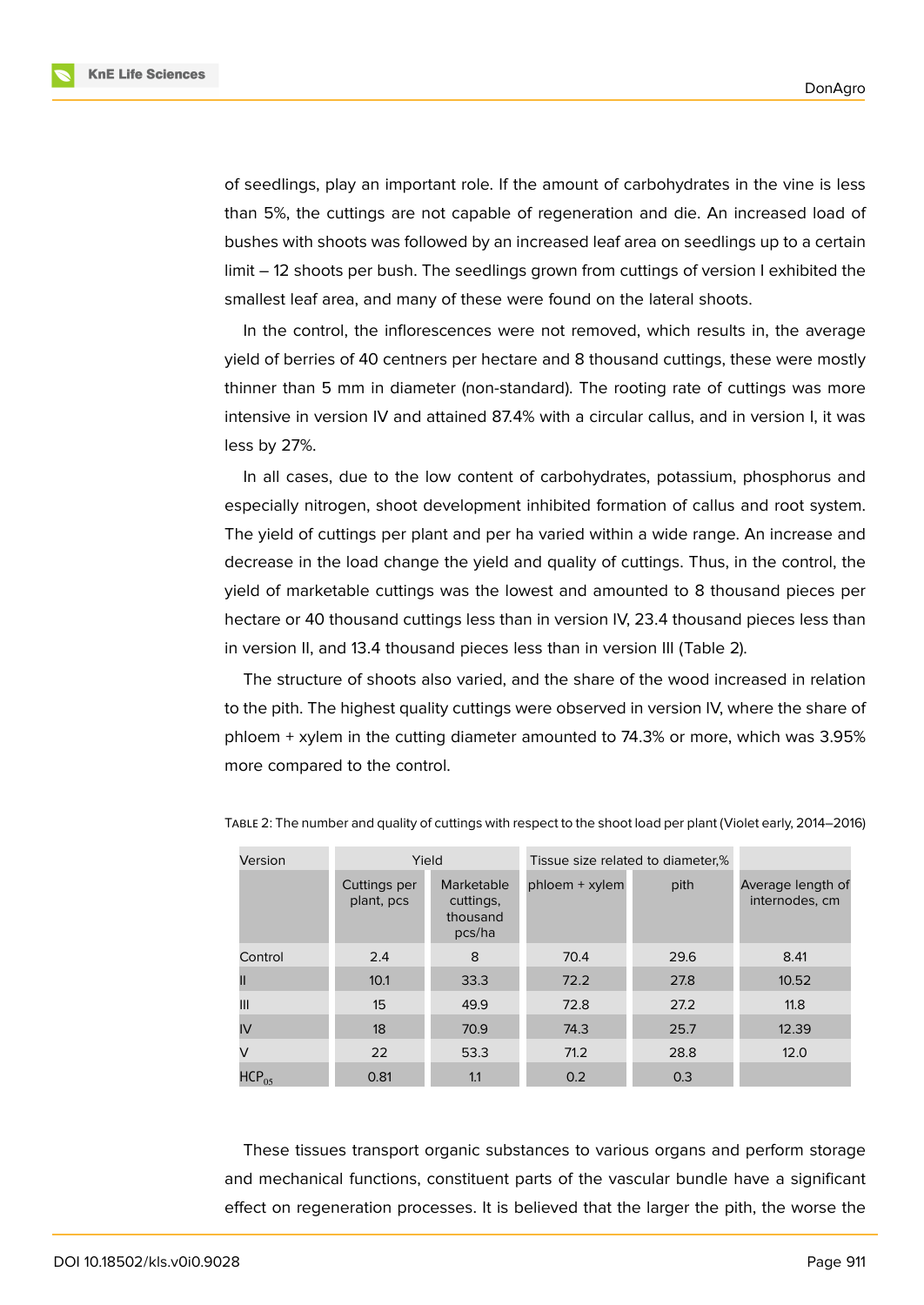of seedlings, play an important role. If the amount of carbohydrates in the vine is less than 5%, the cuttings are not capable of regeneration and die. An increased load of bushes with shoots was followed by an increased leaf area on seedlings up to a certain limit – 12 shoots per bush. The seedlings grown from cuttings of version I exhibited the smallest leaf area, and many of these were found on the lateral shoots.

In the control, the inflorescences were not removed, which results in, the average yield of berries of 40 centners per hectare and 8 thousand cuttings, these were mostly thinner than 5 mm in diameter (non-standard). The rooting rate of cuttings was more intensive in version IV and attained 87.4% with a circular callus, and in version I, it was less by 27%.

In all cases, due to the low content of carbohydrates, potassium, phosphorus and especially nitrogen, shoot development inhibited formation of callus and root system. The yield of cuttings per plant and per ha varied within a wide range. An increase and decrease in the load change the yield and quality of cuttings. Thus, in the control, the yield of marketable cuttings was the lowest and amounted to 8 thousand pieces per hectare or 40 thousand cuttings less than in version IV, 23.4 thousand pieces less than in version II, and 13.4 thousand pieces less than in version III (Table 2).

The structure of shoots also varied, and the share of the wood increased in relation to the pith. The highest quality cuttings were observed in version IV, where the share of phloem + xylem in the cutting diameter amounted to 74.3% or more, which was 3.95% more compared to the control.

TABLE 2: The number and quality of cuttings with respect to the shoot load per plant (Violet early, 2014–2016)

| Version | Yield | | Tissue size related to diameter,% | | |
|---|---|---|---|---|---|
| | Cuttings per plant, pcs | Marketable cuttings, thousand pcs/ha | phloem + xylem | pith | Average length of internodes, cm |
| Control | 2.4 | 8 | 70.4 | 29.6 | 8.41 |
| II | 10.1 | 33.3 | 72.2 | 27.8 | 10.52 |
| III | 15 | 49.9 | 72.8 | 27.2 | 11.8 |
| IV | 18 | 70.9 | 74.3 | 25.7 | 12.39 |
| V | 22 | 53.3 | 71.2 | 28.8 | 12.0 |
| $HCP_{05}$ | 0.81 | 1.1 | 0.2 | 0.3 | |

These tissues transport organic substances to various organs and perform storage and mechanical functions, constituent parts of the vascular bundle have a significant effect on regeneration processes. It is believed that the larger the pith, the worse the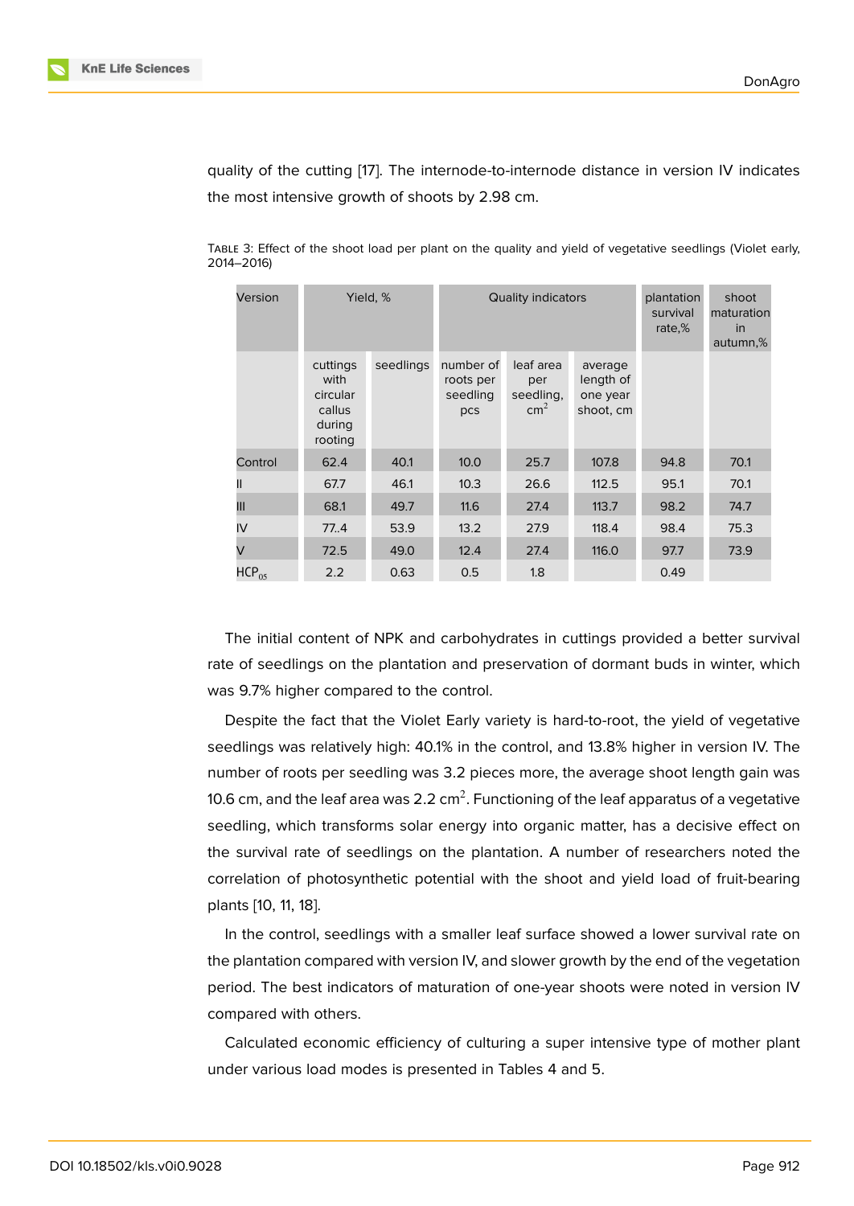quality of the cutting [17]. The internode-to-internode distance in version IV indicates the most intensive growth of shoots by 2.98 cm.

Table 3: Effect of the shoot load per plant on the quality and yield of vegetative seedlings (Violet early, 2014–2016)

| Version | Yield, % | | Quality indicators | | | plantation survival rate,% | shoot maturation in autumn,% |
|---|---|---|---|---|---|---|---|
| | cuttings with circular callus during rooting | seedlings | number of roots per seedling pcs | leaf area per seedling, $cm^2$ | average length of one year shoot, cm | | |
| Control | 62.4 | 40.1 | 10.0 | 25.7 | 107.8 | 94.8 | 70.1 |
| II | 67.7 | 46.1 | 10.3 | 26.6 | 112.5 | 95.1 | 70.1 |
| III | 68.1 | 49.7 | 11.6 | 27.4 | 113.7 | 98.2 | 74.7 |
| IV | 77..4 | 53.9 | 13.2 | 27.9 | 118.4 | 98.4 | 75.3 |
| V | 72.5 | 49.0 | 12.4 | 27.4 | 116.0 | 97.7 | 73.9 |
| $HCP_{05}$ | 2.2 | 0.63 | 0.5 | 1.8 | | 0.49 | |

The initial content of NPK and carbohydrates in cuttings provided a better survival rate of seedlings on the plantation and preservation of dormant buds in winter, which was 9.7% higher compared to the control.

Despite the fact that the Violet Early variety is hard-to-root, the yield of vegetative seedlings was relatively high: 40.1% in the control, and 13.8% higher in version IV. The number of roots per seedling was 3.2 pieces more, the average shoot length gain was 10.6 cm, and the leaf area was 2.2 $cm^2$. Functioning of the leaf apparatus of a vegetative seedling, which transforms solar energy into organic matter, has a decisive effect on the survival rate of seedlings on the plantation. A number of researchers noted the correlation of photosynthetic potential with the shoot and yield load of fruit-bearing plants [10, 11, 18].

In the control, seedlings with a smaller leaf surface showed a lower survival rate on the plantation compared with version IV, and slower growth by the end of the vegetation period. The best indicators of maturation of one-year shoots were noted in version IV compared with others.

Calculated economic efficiency of culturing a super intensive type of mother plant under various load modes is presented in Tables 4 and 5.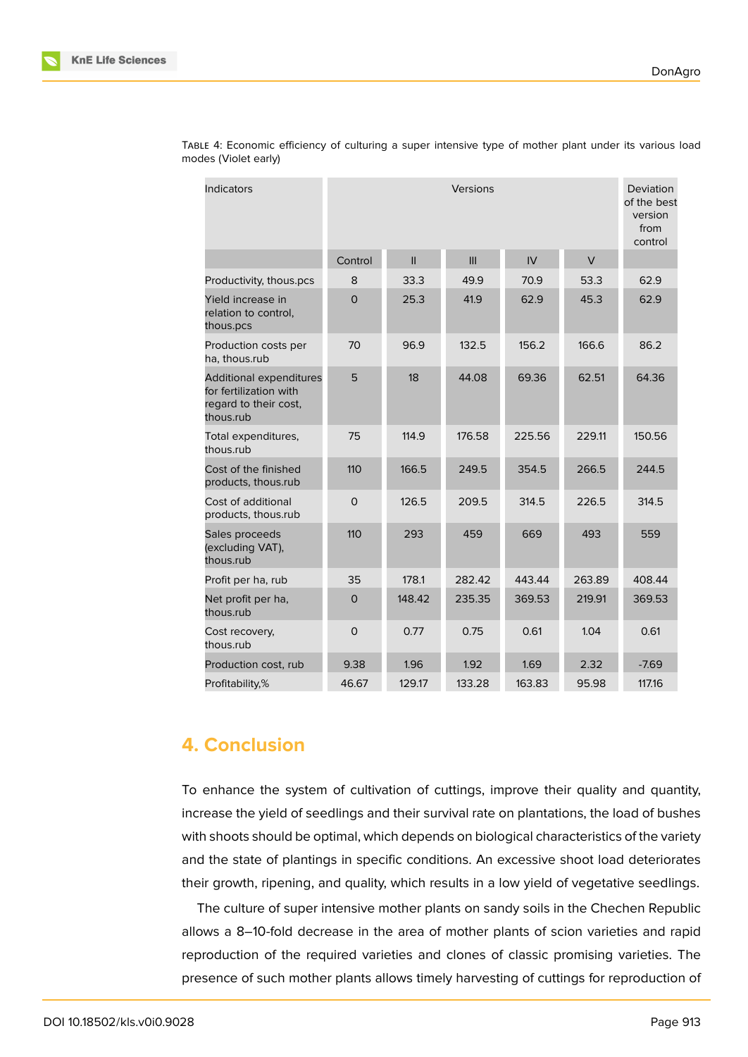TABLE 4: Economic efficiency of culturing a super intensive type of mother plant under its various load modes (Violet early)

| Indicators | Versions | | | | | Deviation of the best version from control |
|---|---|---|---|---|---|---|
| | Control | II | III | IV | V | |
| Productivity, thous.pcs | 8 | 33.3 | 49.9 | 70.9 | 53.3 | 62.9 |
| Yield increase in relation to control, thous.pcs | 0 | 25.3 | 41.9 | 62.9 | 45.3 | 62.9 |
| Production costs per ha, thous.rub | 70 | 96.9 | 132.5 | 156.2 | 166.6 | 86.2 |
| Additional expenditures for fertilization with regard to their cost, thous.rub | 5 | 18 | 44.08 | 69.36 | 62.51 | 64.36 |
| Total expenditures, thous.rub | 75 | 114.9 | 176.58 | 225.56 | 229.11 | 150.56 |
| Cost of the finished products, thous.rub | 110 | 166.5 | 249.5 | 354.5 | 266.5 | 244.5 |
| Cost of additional products, thous.rub | 0 | 126.5 | 209.5 | 314.5 | 226.5 | 314.5 |
| Sales proceeds (excluding VAT), thous.rub | 110 | 293 | 459 | 669 | 493 | 559 |
| Profit per ha, rub | 35 | 178.1 | 282.42 | 443.44 | 263.89 | 408.44 |
| Net profit per ha, thous.rub | 0 | 148.42 | 235.35 | 369.53 | 219.91 | 369.53 |
| Cost recovery, thous.rub | 0 | 0.77 | 0.75 | 0.61 | 1.04 | 0.61 |
| Production cost, rub | 9.38 | 1.96 | 1.92 | 1.69 | 2.32 | -7.69 |
| Profitability,% | 46.67 | 129.17 | 133.28 | 163.83 | 95.98 | 117.16 |

## 4. Conclusion

To enhance the system of cultivation of cuttings, improve their quality and quantity, increase the yield of seedlings and their survival rate on plantations, the load of bushes with shoots should be optimal, which depends on biological characteristics of the variety and the state of plantings in specific conditions. An excessive shoot load deteriorates their growth, ripening, and quality, which results in a low yield of vegetative seedlings.

The culture of super intensive mother plants on sandy soils in the Chechen Republic allows a 8–10-fold decrease in the area of mother plants of scion varieties and rapid reproduction of the required varieties and clones of classic promising varieties. The presence of such mother plants allows timely harvesting of cuttings for reproduction of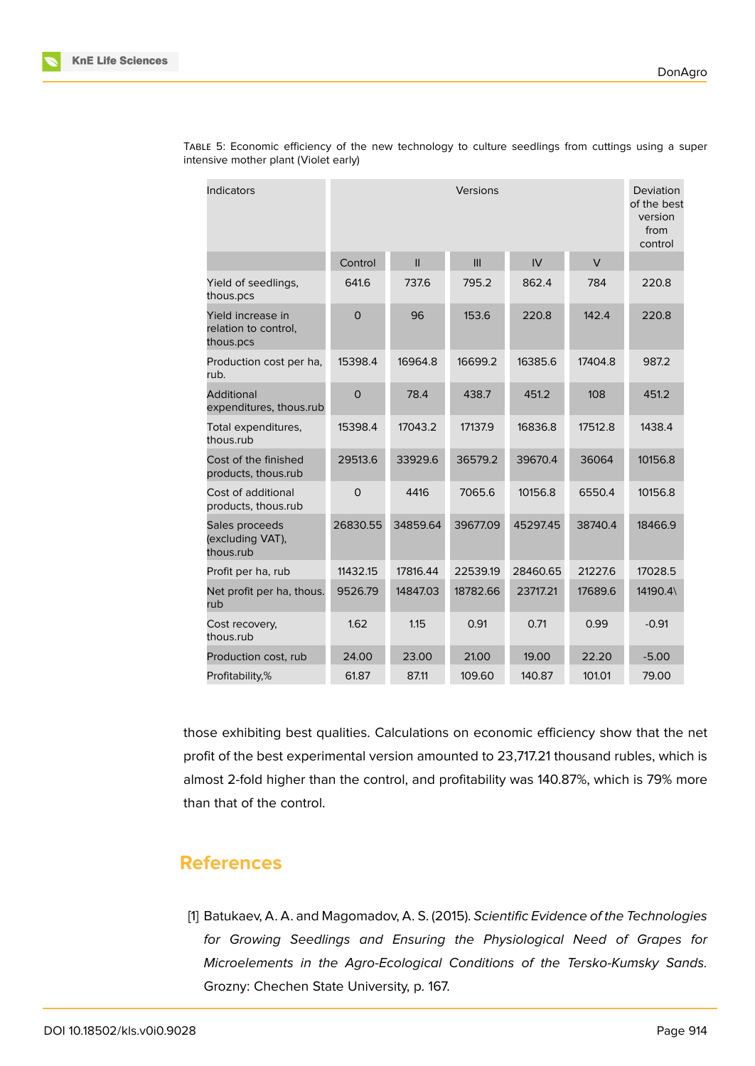Table 5: Economic efficiency of the new technology to culture seedlings from cuttings using a super intensive mother plant (Violet early)

| Indicators | Versions | | | | | Deviation of the best version from control |
|---|---|---|---|---|---|---|
| | Control | II | III | IV | V | |
| Yield of seedlings, thous.pcs | 641.6 | 737.6 | 795.2 | 862.4 | 784 | 220.8 |
| Yield increase in relation to control, thous.pcs | 0 | 96 | 153.6 | 220.8 | 142.4 | 220.8 |
| Production cost per ha, rub. | 15398.4 | 16964.8 | 16699.2 | 16385.6 | 17404.8 | 987.2 |
| Additional expenditures, thous.rub | 0 | 78.4 | 438.7 | 451.2 | 108 | 451.2 |
| Total expenditures, thous.rub | 15398.4 | 17043.2 | 17137.9 | 16836.8 | 17512.8 | 1438.4 |
| Cost of the finished products, thous.rub | 29513.6 | 33929.6 | 36579.2 | 39670.4 | 36064 | 10156.8 |
| Cost of additional products, thous.rub | 0 | 4416 | 7065.6 | 10156.8 | 6550.4 | 10156.8 |
| Sales proceeds (excluding VAT), thous.rub | 26830.55 | 34859.64 | 39677.09 | 45297.45 | 38740.4 | 18466.9 |
| Profit per ha, rub | 11432.15 | 17816.44 | 22539.19 | 28460.65 | 21227.6 | 17028.5 |
| Net profit per ha, thous. rub | 9526.79 | 14847.03 | 18782.66 | 23717.21 | 17689.6 | 14190.4\ |
| Cost recovery, thous.rub | 1.62 | 1.15 | 0.91 | 0.71 | 0.99 | -0.91 |
| Production cost, rub | 24.00 | 23.00 | 21.00 | 19.00 | 22.20 | -5.00 |
| Profitability,% | 61.87 | 87.11 | 109.60 | 140.87 | 101.01 | 79.00 |

those exhibiting best qualities. Calculations on economic efficiency show that the net profit of the best experimental version amounted to 23,717.21 thousand rubles, which is almost 2-fold higher than the control, and profitability was 140.87%, which is 79% more than that of the control.

## References

[1] Batukaev, A. A. and Magomadov, A. S. (2015). *Scientific Evidence of the Technologies for Growing Seedlings and Ensuring the Physiological Need of Grapes for Microelements in the Agro-Ecological Conditions of the Tersko-Kumsky Sands.* Grozny: Chechen State University, p. 167.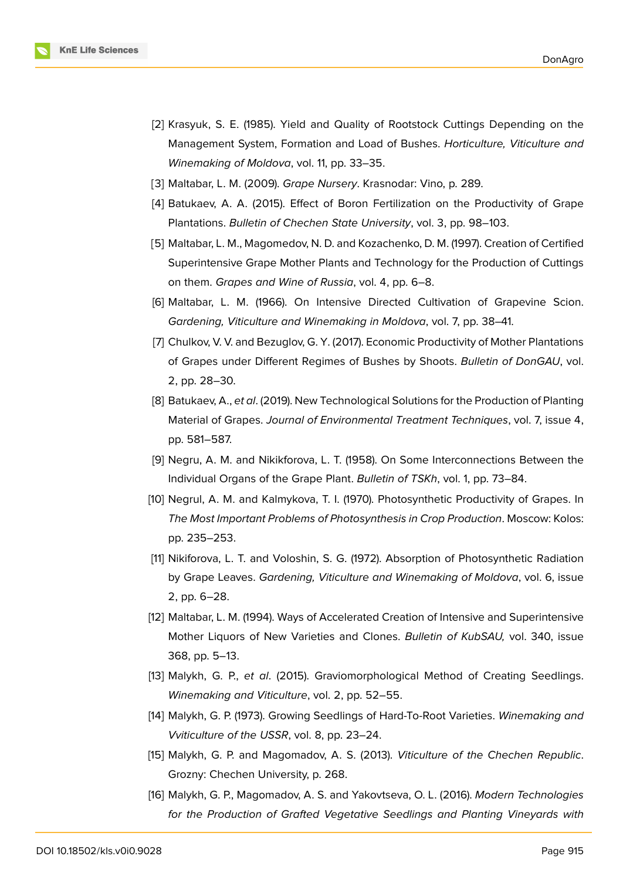[2] Krasyuk, S. E. (1985). Yield and Quality of Rootstock Cuttings Depending on the Management System, Formation and Load of Bushes. *Horticulture, Viticulture and Winemaking of Moldova*, vol. 11, pp. 33–35.

[3] Maltabar, L. M. (2009). *Grape Nursery*. Krasnodar: Vino, p. 289.

[4] Batukaev, A. A. (2015). Effect of Boron Fertilization on the Productivity of Grape Plantations. *Bulletin of Chechen State University*, vol. 3, pp. 98–103.

[5] Maltabar, L. M., Magomedov, N. D. and Kozachenko, D. M. (1997). Creation of Certified Superintensive Grape Mother Plants and Technology for the Production of Cuttings on them. *Grapes and Wine of Russia*, vol. 4, pp. 6–8.

[6] Maltabar, L. M. (1966). On Intensive Directed Cultivation of Grapevine Scion. *Gardening, Viticulture and Winemaking in Moldova*, vol. 7, pp. 38–41.

[7] Chulkov, V. V. and Bezuglov, G. Y. (2017). Economic Productivity of Mother Plantations of Grapes under Different Regimes of Bushes by Shoots. *Bulletin of DonGAU*, vol. 2, pp. 28–30.

[8] Batukaev, A., *et al*. (2019). New Technological Solutions for the Production of Planting Material of Grapes. *Journal of Environmental Treatment Techniques*, vol. 7, issue 4, pp. 581–587.

[9] Negru, A. M. and Nikikforova, L. T. (1958). On Some Interconnections Between the Individual Organs of the Grape Plant. *Bulletin of TSKh*, vol. 1, pp. 73–84.

[10] Negrul, A. M. and Kalmykova, T. I. (1970). Photosynthetic Productivity of Grapes. In *The Most Important Problems of Photosynthesis in Crop Production*. Moscow: Kolos: pp. 235–253.

[11] Nikiforova, L. T. and Voloshin, S. G. (1972). Absorption of Photosynthetic Radiation by Grape Leaves. *Gardening, Viticulture and Winemaking of Moldova*, vol. 6, issue 2, pp. 6–28.

[12] Maltabar, L. M. (1994). Ways of Accelerated Creation of Intensive and Superintensive Mother Liquors of New Varieties and Clones. *Bulletin of KubSAU,* vol. 340, issue 368, pp. 5–13.

[13] Malykh, G. P., *et al*. (2015). Graviomorphological Method of Creating Seedlings. *Winemaking and Viticulture*, vol. 2, pp. 52–55.

[14] Malykh, G. P. (1973). Growing Seedlings of Hard-To-Root Varieties. *Winemaking and Vviticulture of the USSR*, vol. 8, pp. 23–24.

[15] Malykh, G. P. and Magomadov, A. S. (2013). *Viticulture of the Chechen Republic*. Grozny: Chechen University, p. 268.

[16] Malykh, G. P., Magomadov, A. S. and Yakovtseva, O. L. (2016). *Modern Technologies for the Production of Grafted Vegetative Seedlings and Planting Vineyards with*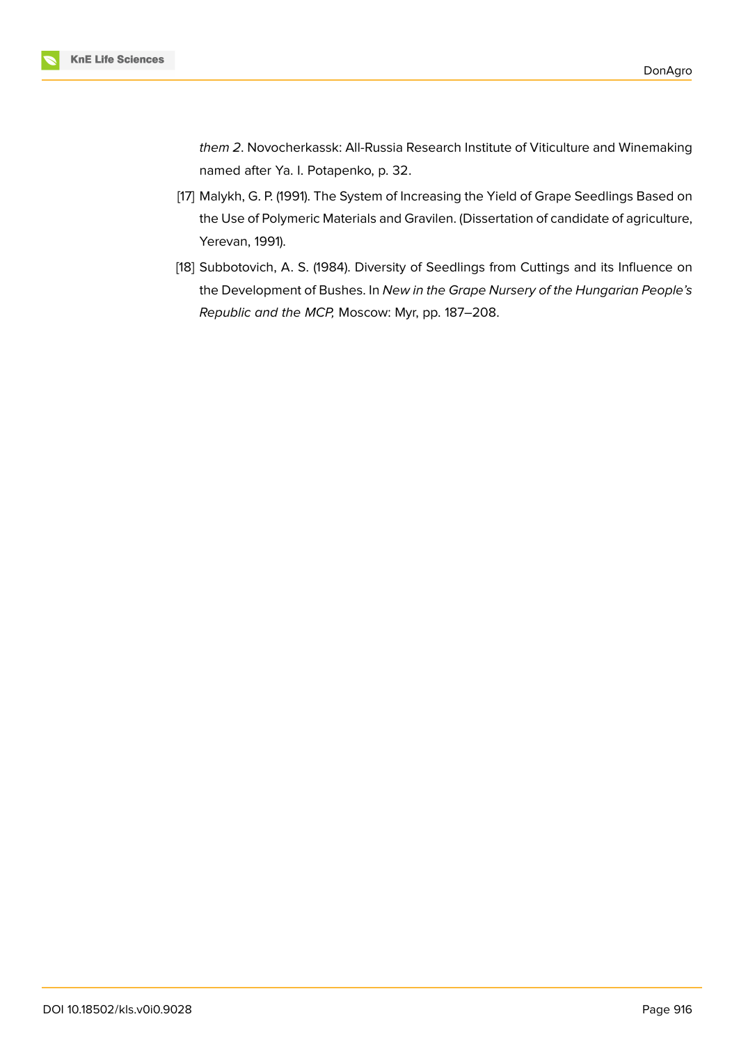*them 2*. Novocherkassk: All-Russia Research Institute of Viticulture and Winemaking named after Ya. I. Potapenko, p. 32.

[17] Malykh, G. P. (1991). The System of Increasing the Yield of Grape Seedlings Based on the Use of Polymeric Materials and Gravilen. (Dissertation of candidate of agriculture, Yerevan, 1991).

[18] Subbotovich, A. S. (1984). Diversity of Seedlings from Cuttings and its Influence on the Development of Bushes. In *New in the Grape Nursery of the Hungarian People's Republic and the MCP,* Moscow: Myr, pp. 187–208.